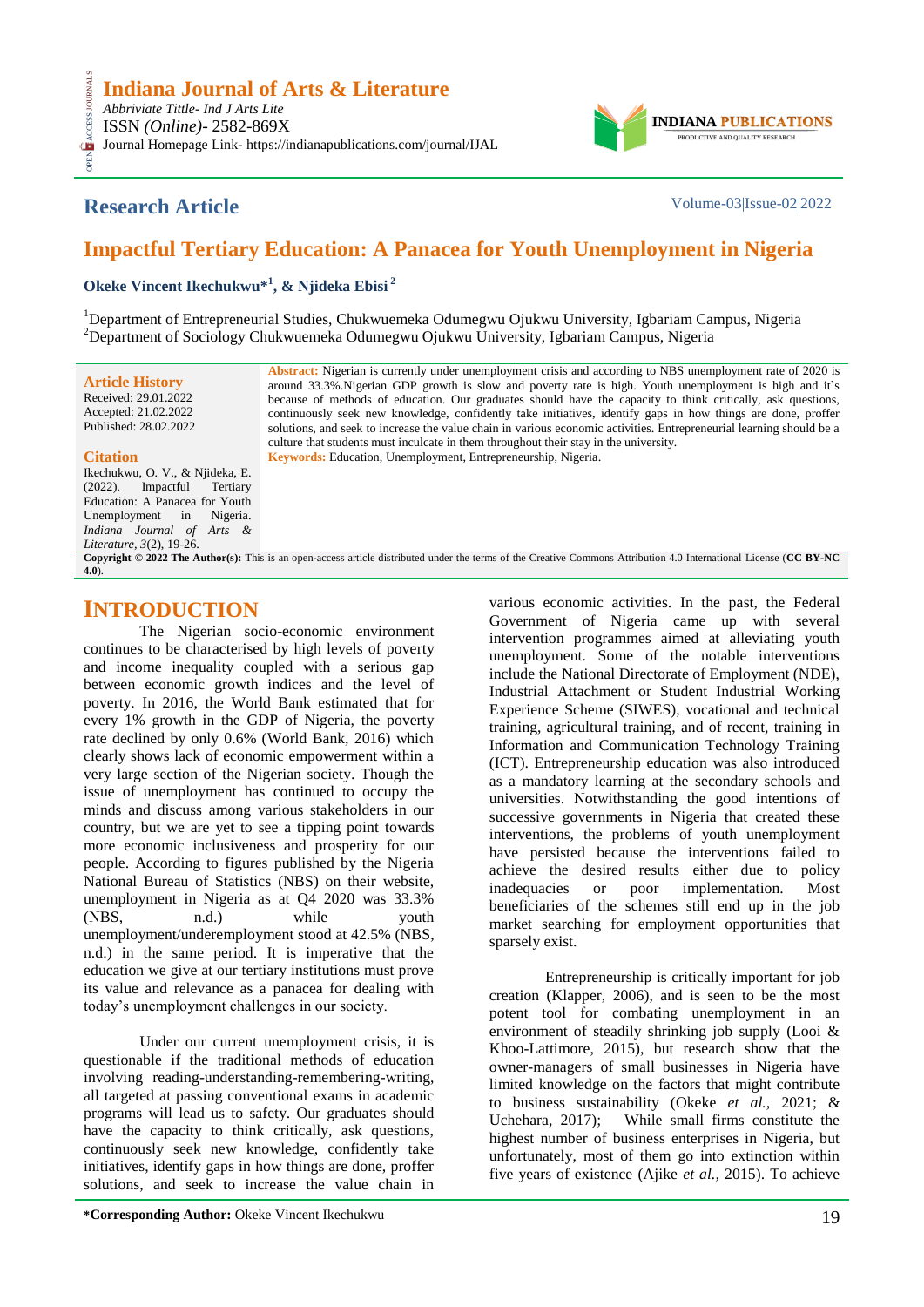# Indiana Journal of Arts & Literature

*Abbriviate Tittle- Ind J Arts Lite*
ISSN *(Online)*- 2582-869X
Journal Homepage Link- https://indianapublications.com/journal/IJAL

## Research Article

Volume-03|Issue-02|2022

# Impactful Tertiary Education: A Panacea for Youth Unemployment in Nigeria

**Okeke Vincent Ikechukwu*[1], & Njideka Ebisi[2]**

[1]Department of Entrepreneurial Studies, Chukwuemeka Odumegwu Ojukwu University, Igbariam Campus, Nigeria
[2]Department of Sociology Chukwuemeka Odumegwu Ojukwu University, Igbariam Campus, Nigeria

**Article History**
Received: 29.01.2022
Accepted: 21.02.2022
Published: 28.02.2022

**Citation**
Ikechukwu, O. V., & Njideka, E. (2022). Impactful Tertiary Education: A Panacea for Youth Unemployment in Nigeria. *Indiana Journal of Arts & Literature, 3*(2), 19-26.

**Abstract:** Nigerian is currently under unemployment crisis and according to NBS unemployment rate of 2020 is around 33.3%.Nigerian GDP growth is slow and poverty rate is high. Youth unemployment is high and it`s because of methods of education. Our graduates should have the capacity to think critically, ask questions, continuously seek new knowledge, confidently take initiatives, identify gaps in how things are done, proffer solutions, and seek to increase the value chain in various economic activities. Entrepreneurial learning should be a culture that students must inculcate in them throughout their stay in the university.

**Keywords:** Education, Unemployment, Entrepreneurship, Nigeria.

**Copyright © 2022 The Author(s):** This is an open-access article distributed under the terms of the Creative Commons Attribution 4.0 International License (**CC BY-NC 4.0**).

## INTRODUCTION

The Nigerian socio-economic environment continues to be characterised by high levels of poverty and income inequality coupled with a serious gap between economic growth indices and the level of poverty. In 2016, the World Bank estimated that for every 1% growth in the GDP of Nigeria, the poverty rate declined by only 0.6% (World Bank, 2016) which clearly shows lack of economic empowerment within a very large section of the Nigerian society. Though the issue of unemployment has continued to occupy the minds and discuss among various stakeholders in our country, but we are yet to see a tipping point towards more economic inclusiveness and prosperity for our people. According to figures published by the Nigeria National Bureau of Statistics (NBS) on their website, unemployment in Nigeria as at Q4 2020 was 33.3% (NBS, n.d.) while youth unemployment/underemployment stood at 42.5% (NBS, n.d.) in the same period. It is imperative that the education we give at our tertiary institutions must prove its value and relevance as a panacea for dealing with today's unemployment challenges in our society.

Under our current unemployment crisis, it is questionable if the traditional methods of education involving reading-understanding-remembering-writing, all targeted at passing conventional exams in academic programs will lead us to safety. Our graduates should have the capacity to think critically, ask questions, continuously seek new knowledge, confidently take initiatives, identify gaps in how things are done, proffer solutions, and seek to increase the value chain in various economic activities. In the past, the Federal Government of Nigeria came up with several intervention programmes aimed at alleviating youth unemployment. Some of the notable interventions include the National Directorate of Employment (NDE), Industrial Attachment or Student Industrial Working Experience Scheme (SIWES), vocational and technical training, agricultural training, and of recent, training in Information and Communication Technology Training (ICT). Entrepreneurship education was also introduced as a mandatory learning at the secondary schools and universities. Notwithstanding the good intentions of successive governments in Nigeria that created these interventions, the problems of youth unemployment have persisted because the interventions failed to achieve the desired results either due to policy inadequacies or poor implementation. Most beneficiaries of the schemes still end up in the job market searching for employment opportunities that sparsely exist.

Entrepreneurship is critically important for job creation (Klapper, 2006), and is seen to be the most potent tool for combating unemployment in an environment of steadily shrinking job supply (Looi & Khoo-Lattimore, 2015), but research show that the owner-managers of small businesses in Nigeria have limited knowledge on the factors that might contribute to business sustainability (Okeke *et al.*, 2021; & Uchehara, 2017); While small firms constitute the highest number of business enterprises in Nigeria, but unfortunately, most of them go into extinction within five years of existence (Ajike *et al.*, 2015). To achieve

**\*Corresponding Author:** Okeke Vincent Ikechukwu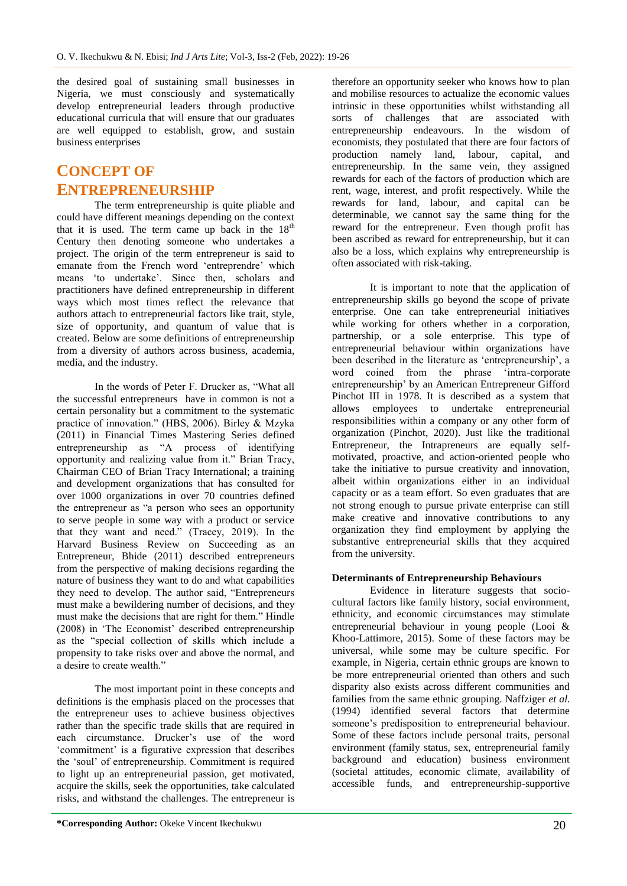the desired goal of sustaining small businesses in Nigeria, we must consciously and systematically develop entrepreneurial leaders through productive educational curricula that will ensure that our graduates are well equipped to establish, grow, and sustain business enterprises

## CONCEPT OF ENTREPRENEURSHIP

The term entrepreneurship is quite pliable and could have different meanings depending on the context that it is used. The term came up back in the 18th Century then denoting someone who undertakes a project. The origin of the term entrepreneur is said to emanate from the French word 'entreprendre' which means 'to undertake'. Since then, scholars and practitioners have defined entrepreneurship in different ways which most times reflect the relevance that authors attach to entrepreneurial factors like trait, style, size of opportunity, and quantum of value that is created. Below are some definitions of entrepreneurship from a diversity of authors across business, academia, media, and the industry.

In the words of Peter F. Drucker as, "What all the successful entrepreneurs have in common is not a certain personality but a commitment to the systematic practice of innovation." (HBS, 2006). Birley & Mzyka (2011) in Financial Times Mastering Series defined entrepreneurship as "A process of identifying opportunity and realizing value from it." Brian Tracy, Chairman CEO of Brian Tracy International; a training and development organizations that has consulted for over 1000 organizations in over 70 countries defined the entrepreneur as "a person who sees an opportunity to serve people in some way with a product or service that they want and need." (Tracey, 2019). In the Harvard Business Review on Succeeding as an Entrepreneur, Bhide (2011) described entrepreneurs from the perspective of making decisions regarding the nature of business they want to do and what capabilities they need to develop. The author said, "Entrepreneurs must make a bewildering number of decisions, and they must make the decisions that are right for them." Hindle (2008) in 'The Economist' described entrepreneurship as the "special collection of skills which include a propensity to take risks over and above the normal, and a desire to create wealth."

The most important point in these concepts and definitions is the emphasis placed on the processes that the entrepreneur uses to achieve business objectives rather than the specific trade skills that are required in each circumstance. Drucker's use of the word 'commitment' is a figurative expression that describes the 'soul' of entrepreneurship. Commitment is required to light up an entrepreneurial passion, get motivated, acquire the skills, seek the opportunities, take calculated risks, and withstand the challenges. The entrepreneur is therefore an opportunity seeker who knows how to plan and mobilise resources to actualize the economic values intrinsic in these opportunities whilst withstanding all sorts of challenges that are associated with entrepreneurship endeavours. In the wisdom of economists, they postulated that there are four factors of production namely land, labour, capital, and entrepreneurship. In the same vein, they assigned rewards for each of the factors of production which are rent, wage, interest, and profit respectively. While the rewards for land, labour, and capital can be determinable, we cannot say the same thing for the reward for the entrepreneur. Even though profit has been ascribed as reward for entrepreneurship, but it can also be a loss, which explains why entrepreneurship is often associated with risk-taking.

It is important to note that the application of entrepreneurship skills go beyond the scope of private enterprise. One can take entrepreneurial initiatives while working for others whether in a corporation, partnership, or a sole enterprise. This type of entrepreneurial behaviour within organizations have been described in the literature as 'entrepreneurship', a word coined from the phrase 'intra-corporate entrepreneurship' by an American Entrepreneur Gifford Pinchot III in 1978. It is described as a system that allows employees to undertake entrepreneurial responsibilities within a company or any other form of organization (Pinchot, 2020). Just like the traditional Entrepreneur, the Intrapreneurs are equally self-motivated, proactive, and action-oriented people who take the initiative to pursue creativity and innovation, albeit within organizations either in an individual capacity or as a team effort. So even graduates that are not strong enough to pursue private enterprise can still make creative and innovative contributions to any organization they find employment by applying the substantive entrepreneurial skills that they acquired from the university.

### Determinants of Entrepreneurship Behaviours

Evidence in literature suggests that socio-cultural factors like family history, social environment, ethnicity, and economic circumstances may stimulate entrepreneurial behaviour in young people (Looi & Khoo-Lattimore, 2015). Some of these factors may be universal, while some may be culture specific. For example, in Nigeria, certain ethnic groups are known to be more entrepreneurial oriented than others and such disparity also exists across different communities and families from the same ethnic grouping. Naffziger *et al.* (1994) identified several factors that determine someone's predisposition to entrepreneurial behaviour. Some of these factors include personal traits, personal environment (family status, sex, entrepreneurial family background and education) business environment (societal attitudes, economic climate, availability of accessible funds, and entrepreneurship-supportive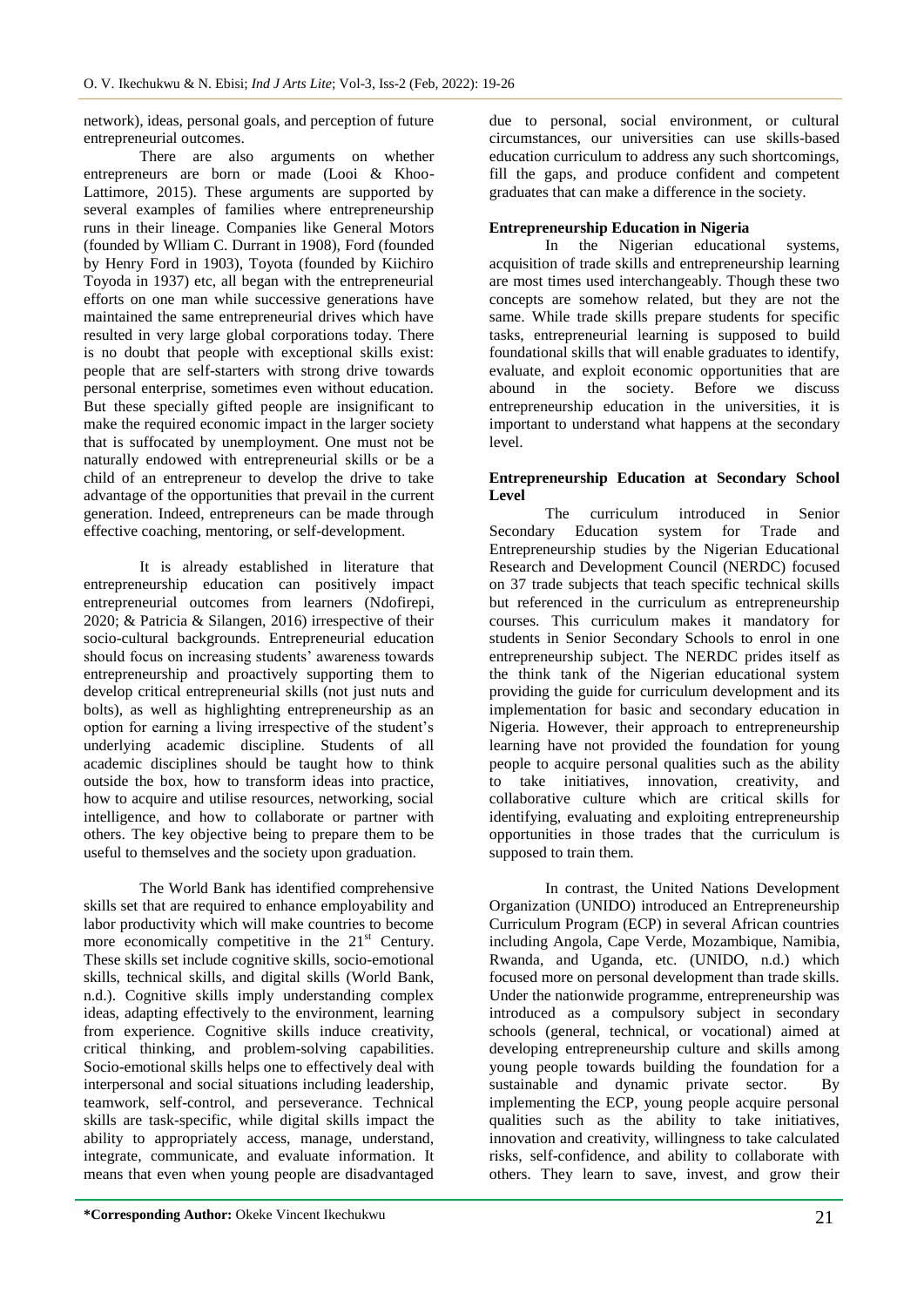network), ideas, personal goals, and perception of future entrepreneurial outcomes.

There are also arguments on whether entrepreneurs are born or made (Looi & Khoo-Lattimore, 2015). These arguments are supported by several examples of families where entrepreneurship runs in their lineage. Companies like General Motors (founded by Wlliam C. Durrant in 1908), Ford (founded by Henry Ford in 1903), Toyota (founded by Kiichiro Toyoda in 1937) etc, all began with the entrepreneurial efforts on one man while successive generations have maintained the same entrepreneurial drives which have resulted in very large global corporations today. There is no doubt that people with exceptional skills exist: people that are self-starters with strong drive towards personal enterprise, sometimes even without education. But these specially gifted people are insignificant to make the required economic impact in the larger society that is suffocated by unemployment. One must not be naturally endowed with entrepreneurial skills or be a child of an entrepreneur to develop the drive to take advantage of the opportunities that prevail in the current generation. Indeed, entrepreneurs can be made through effective coaching, mentoring, or self-development.

It is already established in literature that entrepreneurship education can positively impact entrepreneurial outcomes from learners (Ndofirepi, 2020; & Patricia & Silangen, 2016) irrespective of their socio-cultural backgrounds. Entrepreneurial education should focus on increasing students' awareness towards entrepreneurship and proactively supporting them to develop critical entrepreneurial skills (not just nuts and bolts), as well as highlighting entrepreneurship as an option for earning a living irrespective of the student's underlying academic discipline. Students of all academic disciplines should be taught how to think outside the box, how to transform ideas into practice, how to acquire and utilise resources, networking, social intelligence, and how to collaborate or partner with others. The key objective being to prepare them to be useful to themselves and the society upon graduation.

The World Bank has identified comprehensive skills set that are required to enhance employability and labor productivity which will make countries to become more economically competitive in the 21st Century. These skills set include cognitive skills, socio-emotional skills, technical skills, and digital skills (World Bank, n.d.). Cognitive skills imply understanding complex ideas, adapting effectively to the environment, learning from experience. Cognitive skills induce creativity, critical thinking, and problem-solving capabilities. Socio-emotional skills helps one to effectively deal with interpersonal and social situations including leadership, teamwork, self-control, and perseverance. Technical skills are task-specific, while digital skills impact the ability to appropriately access, manage, understand, integrate, communicate, and evaluate information. It means that even when young people are disadvantaged due to personal, social environment, or cultural circumstances, our universities can use skills-based education curriculum to address any such shortcomings, fill the gaps, and produce confident and competent graduates that can make a difference in the society.

## Entrepreneurship Education in Nigeria

In the Nigerian educational systems, acquisition of trade skills and entrepreneurship learning are most times used interchangeably. Though these two concepts are somehow related, but they are not the same. While trade skills prepare students for specific tasks, entrepreneurial learning is supposed to build foundational skills that will enable graduates to identify, evaluate, and exploit economic opportunities that are abound in the society. Before we discuss entrepreneurship education in the universities, it is important to understand what happens at the secondary level.

### Entrepreneurship Education at Secondary School Level

The curriculum introduced in Senior Secondary Education system for Trade and Entrepreneurship studies by the Nigerian Educational Research and Development Council (NERDC) focused on 37 trade subjects that teach specific technical skills but referenced in the curriculum as entrepreneurship courses. This curriculum makes it mandatory for students in Senior Secondary Schools to enrol in one entrepreneurship subject. The NERDC prides itself as the think tank of the Nigerian educational system providing the guide for curriculum development and its implementation for basic and secondary education in Nigeria. However, their approach to entrepreneurship learning have not provided the foundation for young people to acquire personal qualities such as the ability to take initiatives, innovation, creativity, and collaborative culture which are critical skills for identifying, evaluating and exploiting entrepreneurship opportunities in those trades that the curriculum is supposed to train them.

In contrast, the United Nations Development Organization (UNIDO) introduced an Entrepreneurship Curriculum Program (ECP) in several African countries including Angola, Cape Verde, Mozambique, Namibia, Rwanda, and Uganda, etc. (UNIDO, n.d.) which focused more on personal development than trade skills. Under the nationwide programme, entrepreneurship was introduced as a compulsory subject in secondary schools (general, technical, or vocational) aimed at developing entrepreneurship culture and skills among young people towards building the foundation for a sustainable and dynamic private sector. By implementing the ECP, young people acquire personal qualities such as the ability to take initiatives, innovation and creativity, willingness to take calculated risks, self-confidence, and ability to collaborate with others. They learn to save, invest, and grow their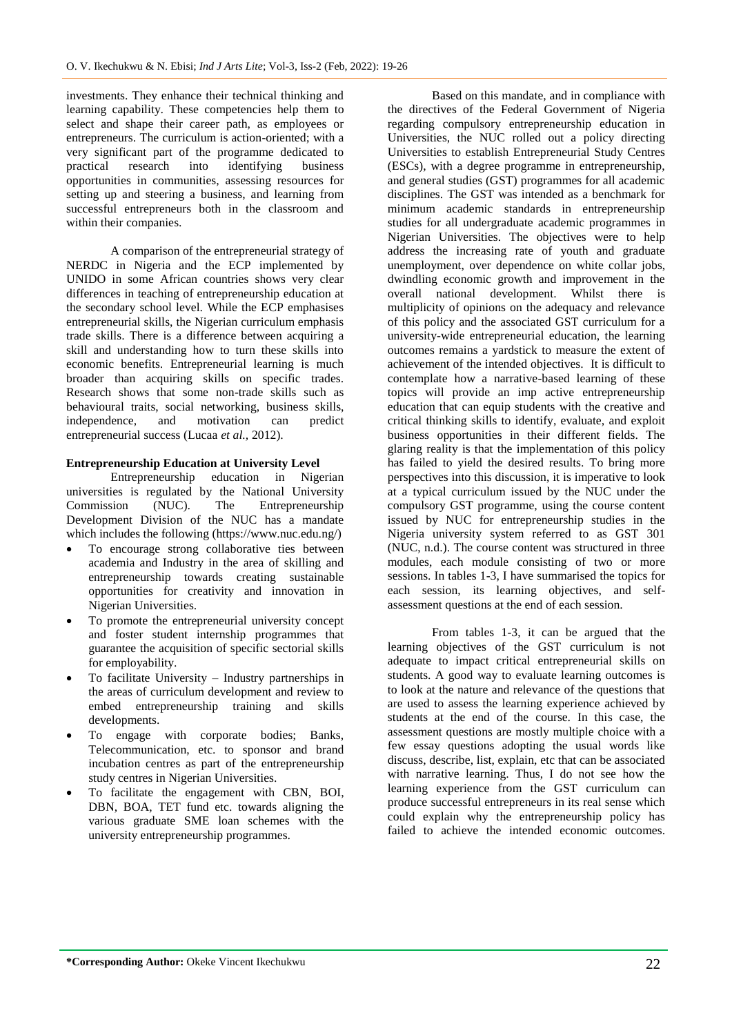investments. They enhance their technical thinking and learning capability. These competencies help them to select and shape their career path, as employees or entrepreneurs. The curriculum is action-oriented; with a very significant part of the programme dedicated to practical research into identifying business opportunities in communities, assessing resources for setting up and steering a business, and learning from successful entrepreneurs both in the classroom and within their companies.

A comparison of the entrepreneurial strategy of NERDC in Nigeria and the ECP implemented by UNIDO in some African countries shows very clear differences in teaching of entrepreneurship education at the secondary school level. While the ECP emphasises entrepreneurial skills, the Nigerian curriculum emphasis trade skills. There is a difference between acquiring a skill and understanding how to turn these skills into economic benefits. Entrepreneurial learning is much broader than acquiring skills on specific trades. Research shows that some non-trade skills such as behavioural traits, social networking, business skills, independence, and motivation can predict entrepreneurial success (Lucaa *et al.,* 2012).

**Entrepreneurship Education at University Level**

Entrepreneurship education in Nigerian universities is regulated by the National University Commission (NUC). The Entrepreneurship Development Division of the NUC has a mandate which includes the following (https://www.nuc.edu.ng/)

- To encourage strong collaborative ties between academia and Industry in the area of skilling and entrepreneurship towards creating sustainable opportunities for creativity and innovation in Nigerian Universities.
- To promote the entrepreneurial university concept and foster student internship programmes that guarantee the acquisition of specific sectorial skills for employability.
- To facilitate University – Industry partnerships in the areas of curriculum development and review to embed entrepreneurship training and skills developments.
- To engage with corporate bodies; Banks, Telecommunication, etc. to sponsor and brand incubation centres as part of the entrepreneurship study centres in Nigerian Universities.
- To facilitate the engagement with CBN, BOI, DBN, BOA, TET fund etc. towards aligning the various graduate SME loan schemes with the university entrepreneurship programmes.

Based on this mandate, and in compliance with the directives of the Federal Government of Nigeria regarding compulsory entrepreneurship education in Universities, the NUC rolled out a policy directing Universities to establish Entrepreneurial Study Centres (ESCs), with a degree programme in entrepreneurship, and general studies (GST) programmes for all academic disciplines. The GST was intended as a benchmark for minimum academic standards in entrepreneurship studies for all undergraduate academic programmes in Nigerian Universities. The objectives were to help address the increasing rate of youth and graduate unemployment, over dependence on white collar jobs, dwindling economic growth and improvement in the overall national development. Whilst there is multiplicity of opinions on the adequacy and relevance of this policy and the associated GST curriculum for a university-wide entrepreneurial education, the learning outcomes remains a yardstick to measure the extent of achievement of the intended objectives. It is difficult to contemplate how a narrative-based learning of these topics will provide an imp active entrepreneurship education that can equip students with the creative and critical thinking skills to identify, evaluate, and exploit business opportunities in their different fields. The glaring reality is that the implementation of this policy has failed to yield the desired results. To bring more perspectives into this discussion, it is imperative to look at a typical curriculum issued by the NUC under the compulsory GST programme, using the course content issued by NUC for entrepreneurship studies in the Nigeria university system referred to as GST 301 (NUC, n.d.). The course content was structured in three modules, each module consisting of two or more sessions. In tables 1-3, I have summarised the topics for each session, its learning objectives, and self-assessment questions at the end of each session.

From tables 1-3, it can be argued that the learning objectives of the GST curriculum is not adequate to impact critical entrepreneurial skills on students. A good way to evaluate learning outcomes is to look at the nature and relevance of the questions that are used to assess the learning experience achieved by students at the end of the course. In this case, the assessment questions are mostly multiple choice with a few essay questions adopting the usual words like discuss, describe, list, explain, etc that can be associated with narrative learning. Thus, I do not see how the learning experience from the GST curriculum can produce successful entrepreneurs in its real sense which could explain why the entrepreneurship policy has failed to achieve the intended economic outcomes.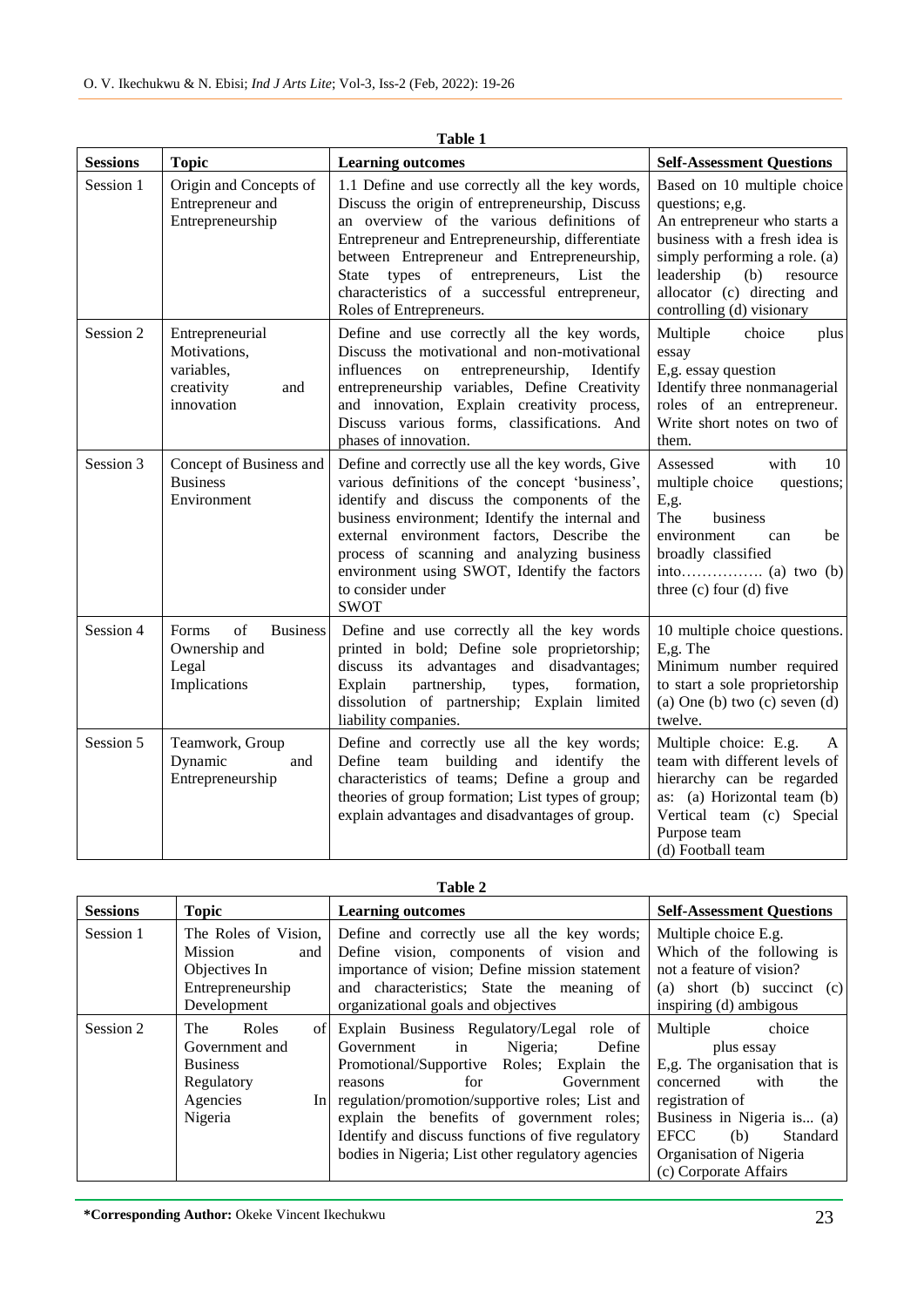**Table 1**

| Sessions | Topic | Learning outcomes | Self-Assessment Questions |
|---|---|---|---|
| Session 1 | Origin and Concepts of Entrepreneur and Entrepreneurship | 1.1 Define and use correctly all the key words, Discuss the origin of entrepreneurship, Discuss an overview of the various definitions of Entrepreneur and Entrepreneurship, differentiate between Entrepreneur and Entrepreneurship, State types of entrepreneurs, List the characteristics of a successful entrepreneur, Roles of Entrepreneurs. | Based on 10 multiple choice questions; e,g. An entrepreneur who starts a business with a fresh idea is simply performing a role. (a) leadership (b) resource allocator (c) directing and controlling (d) visionary |
| Session 2 | Entrepreneurial Motivations, variables, creativity and innovation | Define and use correctly all the key words, Discuss the motivational and non-motivational influences on entrepreneurship, Identify entrepreneurship variables, Define Creativity and innovation, Explain creativity process, Discuss various forms, classifications. And phases of innovation. | Multiple choice plus essay E,g. essay question Identify three nonmanagerial roles of an entrepreneur. Write short notes on two of them. |
| Session 3 | Concept of Business and Business Environment | Define and correctly use all the key words, Give various definitions of the concept 'business', identify and discuss the components of the business environment; Identify the internal and external environment factors, Describe the process of scanning and analyzing business environment using SWOT, Identify the factors to consider under SWOT | Assessed with 10 multiple choice questions; E,g. The business environment can be broadly classified into……………. (a) two (b) three (c) four (d) five |
| Session 4 | Forms of Business Ownership and Legal Implications | Define and use correctly all the key words printed in bold; Define sole proprietorship; discuss its advantages and disadvantages; Explain partnership, types, formation, dissolution of partnership; Explain limited liability companies. | 10 multiple choice questions. E,g. The Minimum number required to start a sole proprietorship (a) One (b) two (c) seven (d) twelve. |
| Session 5 | Teamwork, Group Dynamic and Entrepreneurship | Define and correctly use all the key words; Define team building and identify the characteristics of teams; Define a group and theories of group formation; List types of group; explain advantages and disadvantages of group. | Multiple choice: E.g. A team with different levels of hierarchy can be regarded as: (a) Horizontal team (b) Vertical team (c) Special Purpose team (d) Football team |

**Table 2**

| Sessions | Topic | Learning outcomes | Self-Assessment Questions |
|---|---|---|---|
| Session 1 | The Roles of Vision, Mission and Objectives In Entrepreneurship Development | Define and correctly use all the key words; Define vision, components of vision and importance of vision; Define mission statement and characteristics; State the meaning of organizational goals and objectives | Multiple choice E.g. Which of the following is not a feature of vision? (a) short (b) succinct (c) inspiring (d) ambigous |
| Session 2 | The Roles of Government and Business Regulatory Agencies In Nigeria | Explain Business Regulatory/Legal role of Government in Nigeria; Define Promotional/Supportive Roles; Explain the reasons for Government regulation/promotion/supportive roles; List and explain the benefits of government roles; Identify and discuss functions of five regulatory bodies in Nigeria; List other regulatory agencies | Multiple choice plus essay E,g. The organisation that is concerned with the registration of Business in Nigeria is... (a) EFCC (b) Standard Organisation of Nigeria (c) Corporate Affairs |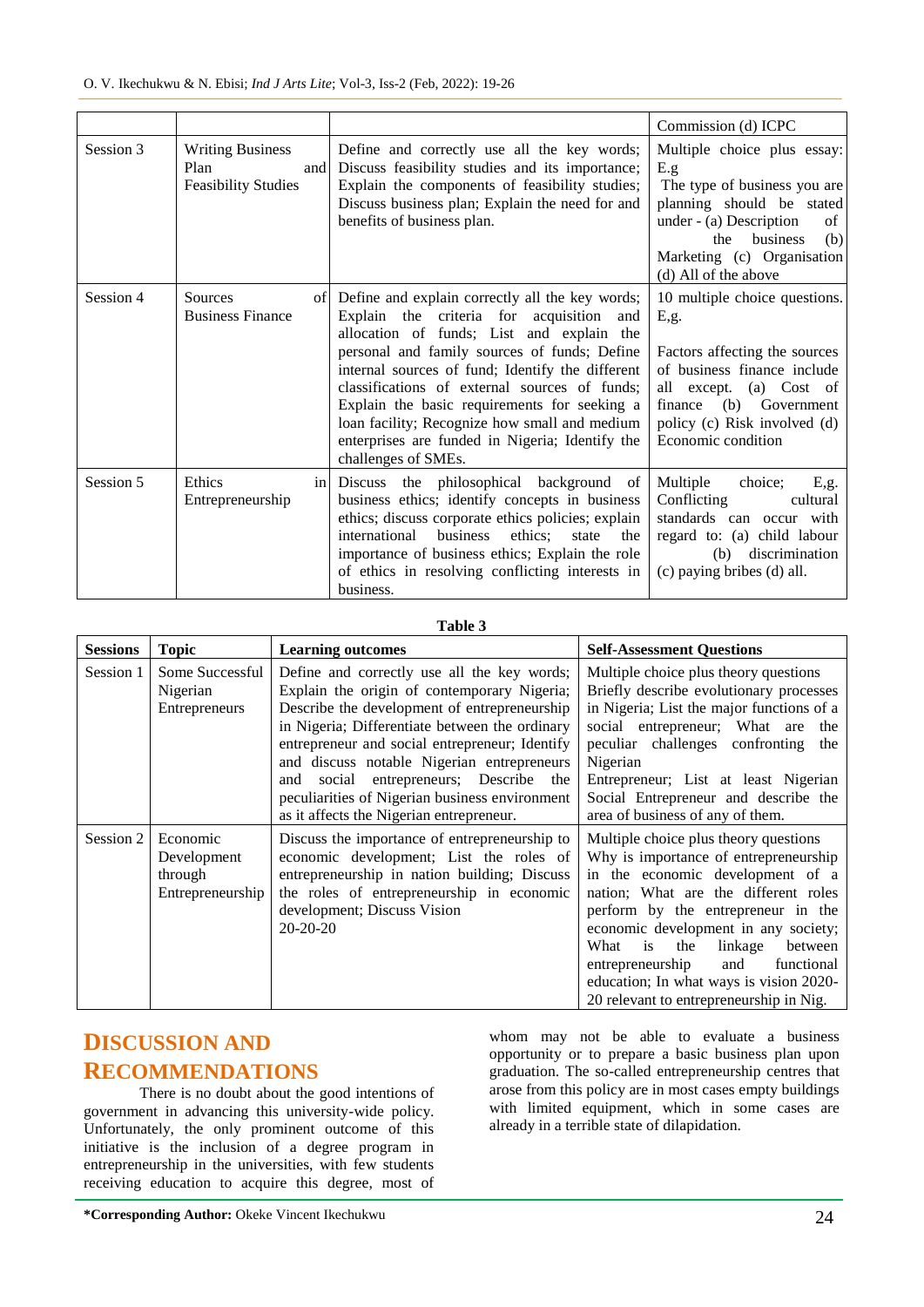| | | | Commission (d) ICPC |
|---|---|---|---|
| Session 3 | Writing Business Plan and Feasibility Studies | Define and correctly use all the key words; Discuss feasibility studies and its importance; Explain the components of feasibility studies; Discuss business plan; Explain the need for and benefits of business plan. | Multiple choice plus essay: E.g The type of business you are planning should be stated under - (a) Description of the business (b) Marketing (c) Organisation (d) All of the above |
| Session 4 | Sources of Business Finance | Define and explain correctly all the key words; Explain the criteria for acquisition and allocation of funds; List and explain the personal and family sources of funds; Define internal sources of fund; Identify the different classifications of external sources of funds; Explain the basic requirements for seeking a loan facility; Recognize how small and medium enterprises are funded in Nigeria; Identify the challenges of SMEs. | 10 multiple choice questions. E,g. Factors affecting the sources of business finance include all except. (a) Cost of finance (b) Government policy (c) Risk involved (d) Economic condition |
| Session 5 | Ethics in Entrepreneurship | Discuss the philosophical background of business ethics; identify concepts in business ethics; discuss corporate ethics policies; explain international business ethics; state the importance of business ethics; Explain the role of ethics in resolving conflicting interests in business. | Multiple choice; E,g. Conflicting cultural standards can occur with regard to: (a) child labour (b) discrimination (c) paying bribes (d) all. |

**Table 3**

| Sessions | Topic | Learning outcomes | Self-Assessment Questions |
|---|---|---|---|
| Session 1 | Some Successful Nigerian Entrepreneurs | Define and correctly use all the key words; Explain the origin of contemporary Nigeria; Describe the development of entrepreneurship in Nigeria; Differentiate between the ordinary entrepreneur and social entrepreneur; Identify and discuss notable Nigerian entrepreneurs and social entrepreneurs; Describe the peculiarities of Nigerian business environment as it affects the Nigerian entrepreneur. | Multiple choice plus theory questions Briefly describe evolutionary processes in Nigeria; List the major functions of a social entrepreneur; What are the peculiar challenges confronting the Nigerian Entrepreneur; List at least Nigerian Social Entrepreneur and describe the area of business of any of them. |
| Session 2 | Economic Development through Entrepreneurship | Discuss the importance of entrepreneurship to economic development; List the roles of entrepreneurship in nation building; Discuss the roles of entrepreneurship in economic development; Discuss Vision 20-20-20 | Multiple choice plus theory questions Why is importance of entrepreneurship in the economic development of a nation; What are the different roles perform by the entrepreneur in the economic development in any society; What is the linkage between entrepreneurship and functional education; In what ways is vision 2020-20 relevant to entrepreneurship in Nig. |

## DISCUSSION AND RECOMMENDATIONS

There is no doubt about the good intentions of government in advancing this university-wide policy. Unfortunately, the only prominent outcome of this initiative is the inclusion of a degree program in entrepreneurship in the universities, with few students receiving education to acquire this degree, most of whom may not be able to evaluate a business opportunity or to prepare a basic business plan upon graduation. The so-called entrepreneurship centres that arose from this policy are in most cases empty buildings with limited equipment, which in some cases are already in a terrible state of dilapidation.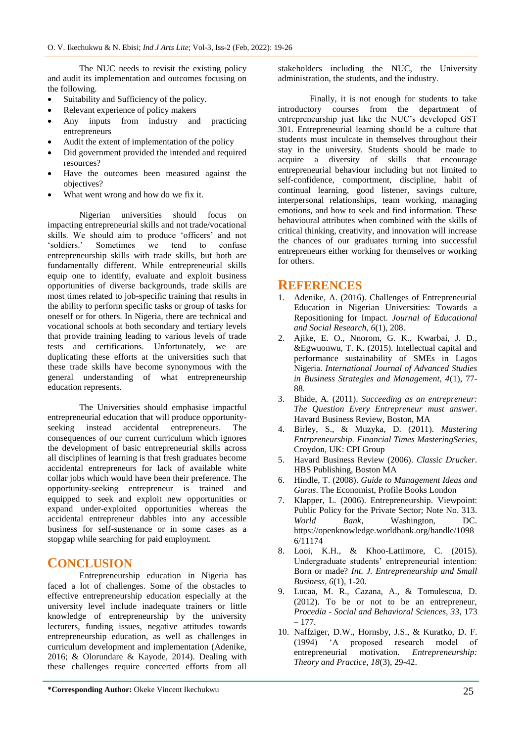The NUC needs to revisit the existing policy and audit its implementation and outcomes focusing on the following.

- Suitability and Sufficiency of the policy.
- Relevant experience of policy makers
- Any inputs from industry and practicing entrepreneurs
- Audit the extent of implementation of the policy
- Did government provided the intended and required resources?
- Have the outcomes been measured against the objectives?
- What went wrong and how do we fix it.

Nigerian universities should focus on impacting entrepreneurial skills and not trade/vocational skills. We should aim to produce 'officers' and not 'soldiers.' Sometimes we tend to confuse entrepreneurship skills with trade skills, but both are fundamentally different. While entrepreneurial skills equip one to identify, evaluate and exploit business opportunities of diverse backgrounds, trade skills are most times related to job-specific training that results in the ability to perform specific tasks or group of tasks for oneself or for others. In Nigeria, there are technical and vocational schools at both secondary and tertiary levels that provide training leading to various levels of trade tests and certifications. Unfortunately, we are duplicating these efforts at the universities such that these trade skills have become synonymous with the general understanding of what entrepreneurship education represents.

The Universities should emphasise impactful entrepreneurial education that will produce opportunity-seeking instead accidental entrepreneurs. The consequences of our current curriculum which ignores the development of basic entrepreneurial skills across all disciplines of learning is that fresh graduates become accidental entrepreneurs for lack of available white collar jobs which would have been their preference. The opportunity-seeking entrepreneur is trained and equipped to seek and exploit new opportunities or expand under-exploited opportunities whereas the accidental entrepreneur dabbles into any accessible business for self-sustenance or in some cases as a stopgap while searching for paid employment.

## CONCLUSION

Entrepreneurship education in Nigeria has faced a lot of challenges. Some of the obstacles to effective entrepreneurship education especially at the university level include inadequate trainers or little knowledge of entrepreneurship by the university lecturers, funding issues, negative attitudes towards entrepreneurship education, as well as challenges in curriculum development and implementation (Adenike, 2016; & Olorundare & Kayode, 2014). Dealing with these challenges require concerted efforts from all stakeholders including the NUC, the University administration, the students, and the industry.

Finally, it is not enough for students to take introductory courses from the department of entrepreneurship just like the NUC's developed GST 301. Entrepreneurial learning should be a culture that students must inculcate in themselves throughout their stay in the university. Students should be made to acquire a diversity of skills that encourage entrepreneurial behaviour including but not limited to self-confidence, comportment, discipline, habit of continual learning, good listener, savings culture, interpersonal relationships, team working, managing emotions, and how to seek and find information. These behavioural attributes when combined with the skills of critical thinking, creativity, and innovation will increase the chances of our graduates turning into successful entrepreneurs either working for themselves or working for others.

## REFERENCES

1. Adenike, A. (2016). Challenges of Entrepreneurial Education in Nigerian Universities: Towards a Repositioning for Impact. *Journal of Educational and Social Research, 6*(1), 208.
2. Ajike, E. O., Nnorom, G. K., Kwarbai, J. D., &Egwuonwu, T. K. (2015). Intellectual capital and performance sustainability of SMEs in Lagos Nigeria. *International Journal of Advanced Studies in Business Strategies and Management, 4*(1), 77-88.
3. Bhide, A. (2011). *Succeeding as an entrepreneur: The Question Every Entrepreneur must answer*. Havard Business Review, Boston, MA
4. Birley, S., & Muzyka, D. (2011). *Mastering Entrpreneurship. Financial Times MasteringSeries*, Croydon, UK: CPI Group
5. Havard Business Review (2006). *Classic Drucker*. HBS Publishing, Boston MA
6. Hindle, T. (2008). *Guide to Management Ideas and Gurus*. The Economist, Profile Books London
7. Klapper, L. (2006). Entrepreneurship. Viewpoint: Public Policy for the Private Sector; Note No. 313. *World Bank*, Washington, DC. https://openknowledge.worldbank.org/handle/10986/11174
8. Looi, K.H., & Khoo-Lattimore, C. (2015). Undergraduate students' entrepreneurial intention: Born or made? *Int. J. Entrepreneurship and Small Business, 6*(1), 1-20.
9. Lucaa, M. R., Cazana, A., & Tomulescua, D. (2012). To be or not to be an entrepreneur, *Procedia - Social and Behavioral Sciences, 33*, 173 – 177.
10. Naffziger, D.W., Hornsby, J.S., & Kuratko, D. F. (1994) 'A proposed research model of entrepreneurial motivation. *Entrepreneurship: Theory and Practice, 18*(3), 29-42.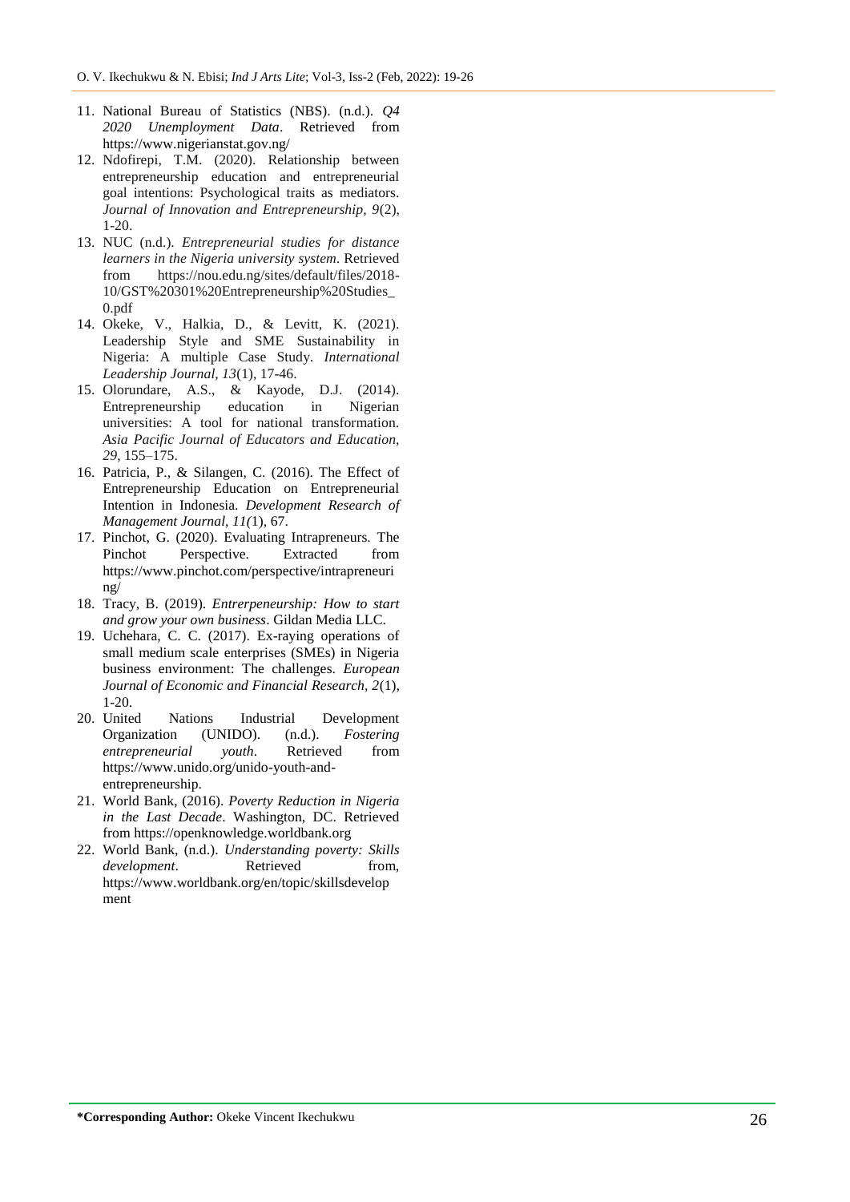11. National Bureau of Statistics (NBS). (n.d.). *Q4 2020 Unemployment Data*. Retrieved from https://www.nigerianstat.gov.ng/
12. Ndofirepi, T.M. (2020). Relationship between entrepreneurship education and entrepreneurial goal intentions: Psychological traits as mediators. *Journal of Innovation and Entrepreneurship, 9*(2), 1-20.
13. NUC (n.d.). *Entrepreneurial studies for distance learners in the Nigeria university system*. Retrieved from https://nou.edu.ng/sites/default/files/2018-10/GST%20301%20Entrepreneurship%20Studies_0.pdf
14. Okeke, V., Halkia, D., & Levitt, K. (2021). Leadership Style and SME Sustainability in Nigeria: A multiple Case Study. *International Leadership Journal, 13*(1), 17-46.
15. Olorundare, A.S., & Kayode, D.J. (2014). Entrepreneurship education in Nigerian universities: A tool for national transformation. *Asia Pacific Journal of Educators and Education, 29*, 155–175.
16. Patricia, P., & Silangen, C. (2016). The Effect of Entrepreneurship Education on Entrepreneurial Intention in Indonesia. *Development Research of Management Journal, 11(*1), 67.
17. Pinchot, G. (2020). Evaluating Intrapreneurs. The Pinchot Perspective. Extracted from https://www.pinchot.com/perspective/intrapreneuring/
18. Tracy, B. (2019). *Entrerpeneurship: How to start and grow your own business*. Gildan Media LLC.
19. Uchehara, C. C. (2017). Ex-raying operations of small medium scale enterprises (SMEs) in Nigeria business environment: The challenges. *European Journal of Economic and Financial Research, 2*(1), 1-20.
20. United Nations Industrial Development Organization (UNIDO). (n.d.). *Fostering entrepreneurial youth*. Retrieved from https://www.unido.org/unido-youth-and-entrepreneurship.
21. World Bank, (2016). *Poverty Reduction in Nigeria in the Last Decade*. Washington, DC. Retrieved from https://openknowledge.worldbank.org
22. World Bank, (n.d.). *Understanding poverty: Skills development*. Retrieved from, https://www.worldbank.org/en/topic/skillsdevelopment